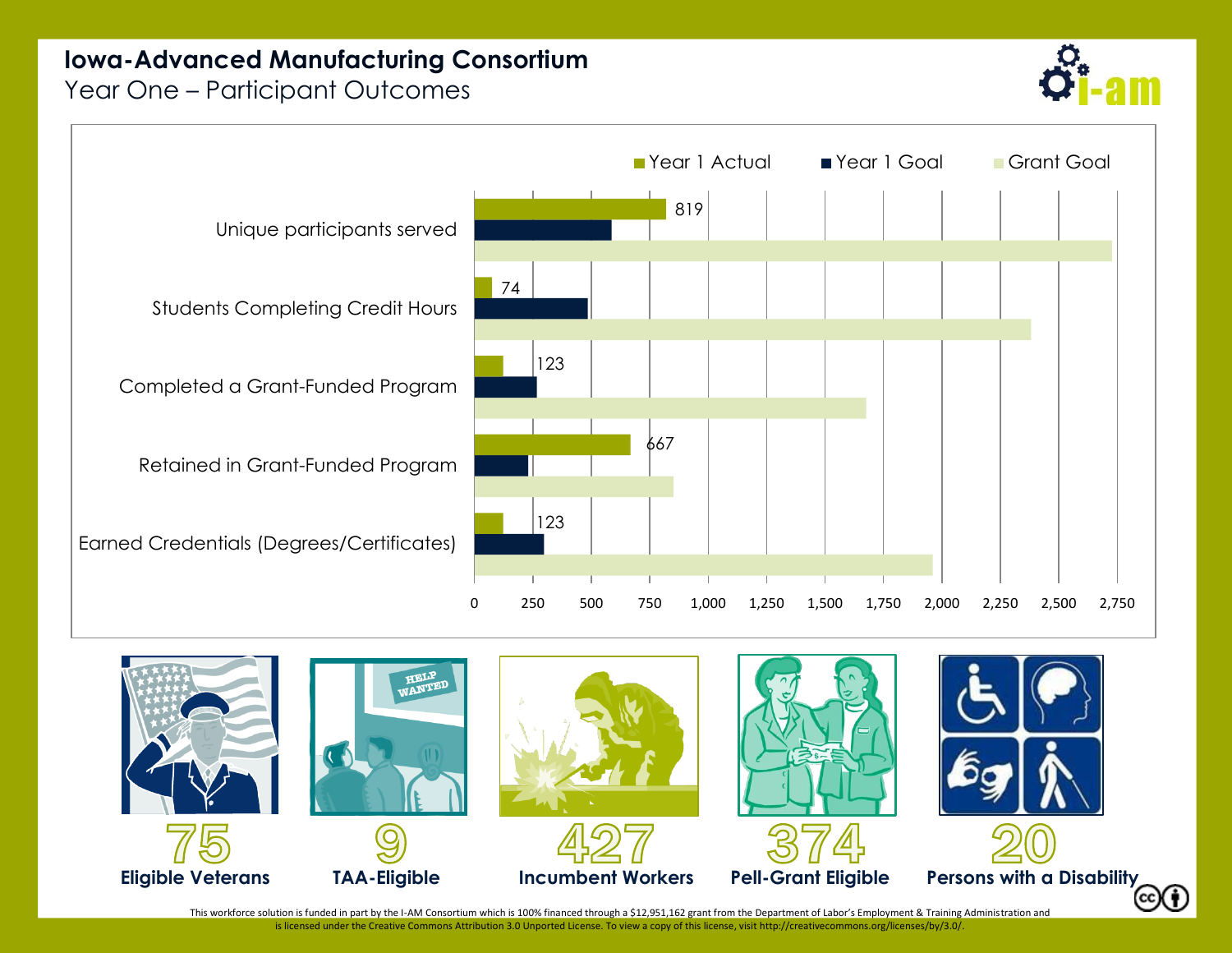# Iowa-Advanced Manufacturing Consortium

## Year One – Participant Outcomes

| | Year 1 Actual | Year 1 Goal | Grant Goal |
|---|---|---|---|
| Unique participants served | 819 | | |
| Students Completing Credit Hours | 74 | | |
| Completed a Grant-Funded Program | 123 | | |
| Retained in Grant-Funded Program | 667 | | |
| Earned Credentials (Degrees/Certificates) | 123 | | |

**75** Eligible Veterans

**9** TAA-Eligible

**427** Incumbent Workers

**374** Pell-Grant Eligible

**20** Persons with a Disability

This workforce solution is funded in part by the I-AM Consortium which is 100% financed through a $12,951,162 grant from the Department of Labor's Employment & Training Administration and is licensed under the Creative Commons Attribution 3.0 Unported License. To view a copy of this license, visit http://creativecommons.org/licenses/by/3.0/.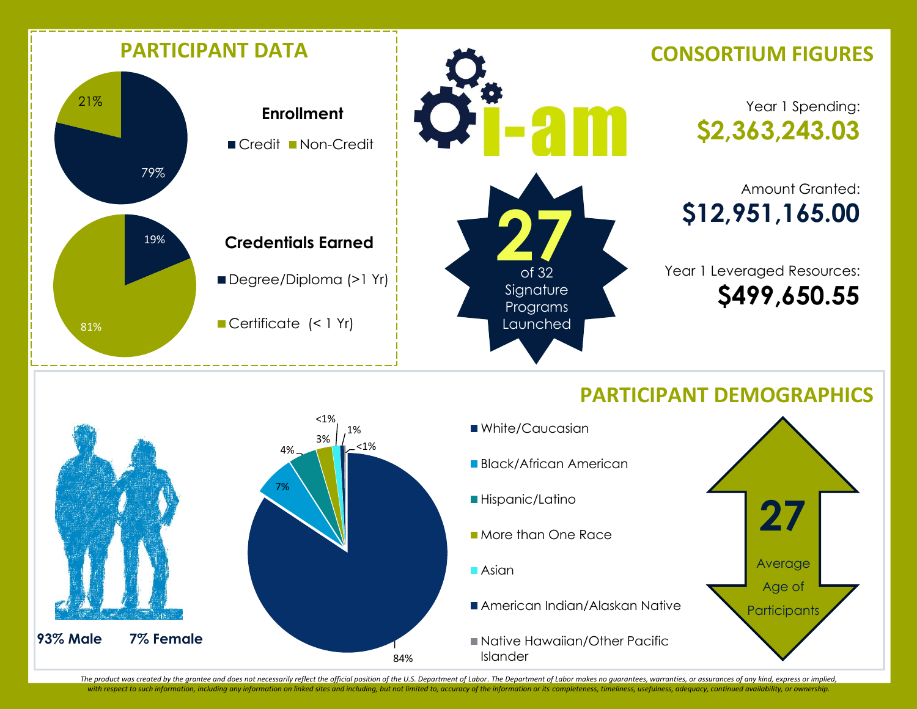## PARTICIPANT DATA

**Enrollment**

Credit Non-Credit

21%
79%

**Credentials Earned**

Degree/Diploma (>1 Yr)

Certificate (< 1 Yr)

19%
81%

i-am

**27**
of 32
Signature
Programs
Launched

## CONSORTIUM FIGURES

Year 1 Spending:
**$2,363,243.03**

Amount Granted:
**$12,951,165.00**

Year 1 Leveraged Resources:
**$499,650.55**

## PARTICIPANT DEMOGRAPHICS

**93% Male** **7% Female**

<1%
1%
<1%
4%
3%
7%
84%

White/Caucasian

Black/African American

Hispanic/Latino

More than One Race

Asian

American Indian/Alaskan Native

Native Hawaiian/Other Pacific Islander

**27**
Average
Age of
Participants

*The product was created by the grantee and does not necessarily reflect the official position of the U.S. Department of Labor. The Department of Labor makes no guarantees, warranties, or assurances of any kind, express or implied, with respect to such information, including any information on linked sites and including, but not limited to, accuracy of the information or its completeness, timeliness, usefulness, adequacy, continued availability, or ownership.*